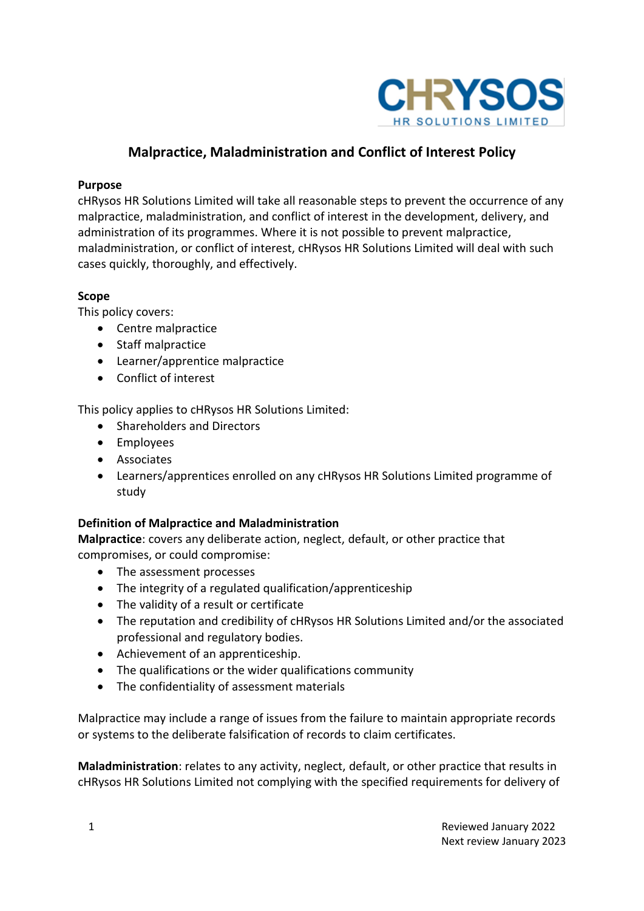# Malpractice, Maladministration and Conflict of Interest Policy

**Purpose**

cHRysos HR Solutions Limited will take all reasonable steps to prevent the occurrence of any malpractice, maladministration, and conflict of interest in the development, delivery, and administration of its programmes. Where it is not possible to prevent malpractice, maladministration, or conflict of interest, cHRysos HR Solutions Limited will deal with such cases quickly, thoroughly, and effectively.

**Scope**

This policy covers:

- Centre malpractice
- Staff malpractice
- Learner/apprentice malpractice
- Conflict of interest

This policy applies to cHRysos HR Solutions Limited:

- Shareholders and Directors
- Employees
- Associates
- Learners/apprentices enrolled on any cHRysos HR Solutions Limited programme of study

**Definition of Malpractice and Maladministration**

**Malpractice**: covers any deliberate action, neglect, default, or other practice that compromises, or could compromise:

- The assessment processes
- The integrity of a regulated qualification/apprenticeship
- The validity of a result or certificate
- The reputation and credibility of cHRysos HR Solutions Limited and/or the associated professional and regulatory bodies.
- Achievement of an apprenticeship.
- The qualifications or the wider qualifications community
- The confidentiality of assessment materials

Malpractice may include a range of issues from the failure to maintain appropriate records or systems to the deliberate falsification of records to claim certificates.

**Maladministration**: relates to any activity, neglect, default, or other practice that results in cHRysos HR Solutions Limited not complying with the specified requirements for delivery of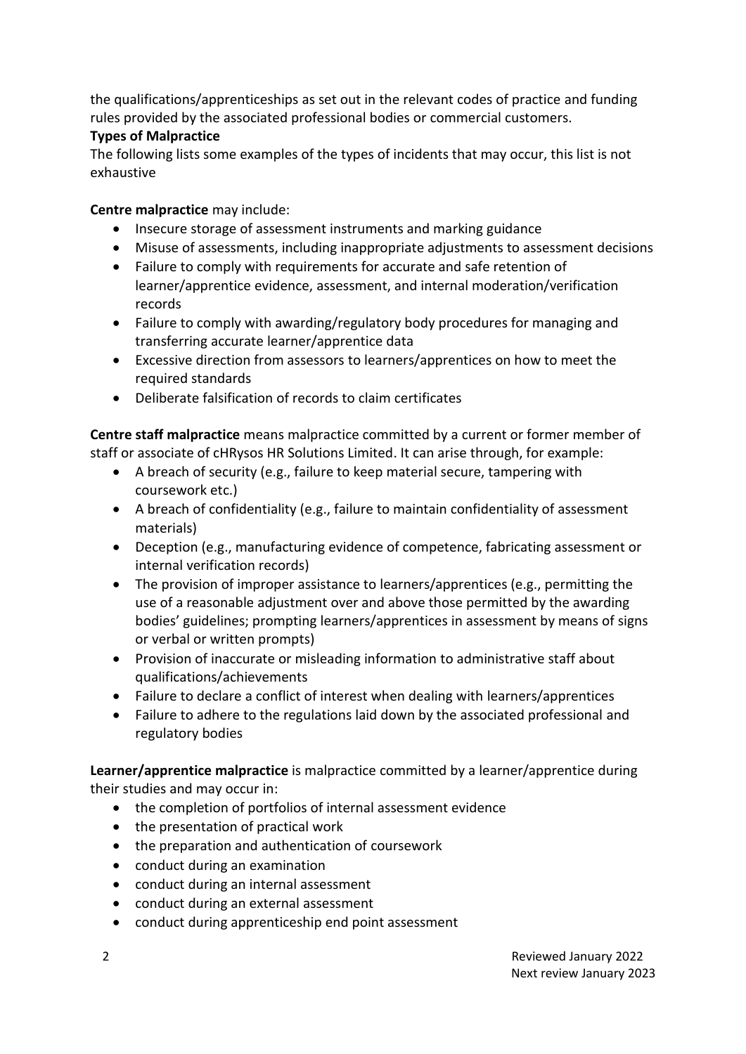the qualifications/apprenticeships as set out in the relevant codes of practice and funding rules provided by the associated professional bodies or commercial customers.

**Types of Malpractice**

The following lists some examples of the types of incidents that may occur, this list is not exhaustive

**Centre malpractice** may include:

- Insecure storage of assessment instruments and marking guidance
- Misuse of assessments, including inappropriate adjustments to assessment decisions
- Failure to comply with requirements for accurate and safe retention of learner/apprentice evidence, assessment, and internal moderation/verification records
- Failure to comply with awarding/regulatory body procedures for managing and transferring accurate learner/apprentice data
- Excessive direction from assessors to learners/apprentices on how to meet the required standards
- Deliberate falsification of records to claim certificates

**Centre staff malpractice** means malpractice committed by a current or former member of staff or associate of cHRysos HR Solutions Limited. It can arise through, for example:

- A breach of security (e.g., failure to keep material secure, tampering with coursework etc.)
- A breach of confidentiality (e.g., failure to maintain confidentiality of assessment materials)
- Deception (e.g., manufacturing evidence of competence, fabricating assessment or internal verification records)
- The provision of improper assistance to learners/apprentices (e.g., permitting the use of a reasonable adjustment over and above those permitted by the awarding bodies' guidelines; prompting learners/apprentices in assessment by means of signs or verbal or written prompts)
- Provision of inaccurate or misleading information to administrative staff about qualifications/achievements
- Failure to declare a conflict of interest when dealing with learners/apprentices
- Failure to adhere to the regulations laid down by the associated professional and regulatory bodies

**Learner/apprentice malpractice** is malpractice committed by a learner/apprentice during their studies and may occur in:

- the completion of portfolios of internal assessment evidence
- the presentation of practical work
- the preparation and authentication of coursework
- conduct during an examination
- conduct during an internal assessment
- conduct during an external assessment
- conduct during apprenticeship end point assessment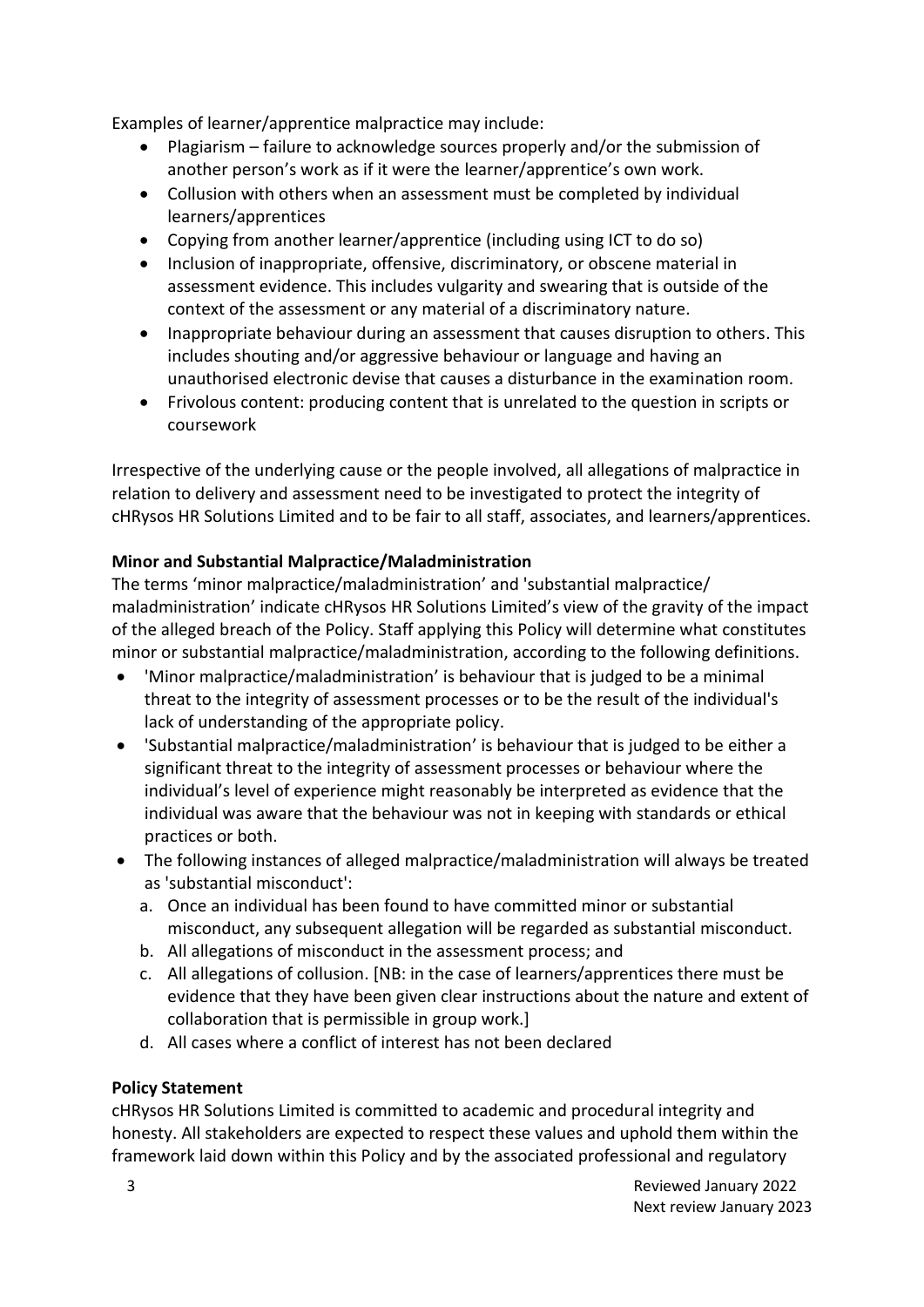Examples of learner/apprentice malpractice may include:

- Plagiarism – failure to acknowledge sources properly and/or the submission of another person's work as if it were the learner/apprentice's own work.
- Collusion with others when an assessment must be completed by individual learners/apprentices
- Copying from another learner/apprentice (including using ICT to do so)
- Inclusion of inappropriate, offensive, discriminatory, or obscene material in assessment evidence. This includes vulgarity and swearing that is outside of the context of the assessment or any material of a discriminatory nature.
- Inappropriate behaviour during an assessment that causes disruption to others. This includes shouting and/or aggressive behaviour or language and having an unauthorised electronic devise that causes a disturbance in the examination room.
- Frivolous content: producing content that is unrelated to the question in scripts or coursework

Irrespective of the underlying cause or the people involved, all allegations of malpractice in relation to delivery and assessment need to be investigated to protect the integrity of cHRysos HR Solutions Limited and to be fair to all staff, associates, and learners/apprentices.

**Minor and Substantial Malpractice/Maladministration**

The terms 'minor malpractice/maladministration' and 'substantial malpractice/ maladministration' indicate cHRysos HR Solutions Limited's view of the gravity of the impact of the alleged breach of the Policy. Staff applying this Policy will determine what constitutes minor or substantial malpractice/maladministration, according to the following definitions.

- 'Minor malpractice/maladministration' is behaviour that is judged to be a minimal threat to the integrity of assessment processes or to be the result of the individual's lack of understanding of the appropriate policy.
- 'Substantial malpractice/maladministration' is behaviour that is judged to be either a significant threat to the integrity of assessment processes or behaviour where the individual's level of experience might reasonably be interpreted as evidence that the individual was aware that the behaviour was not in keeping with standards or ethical practices or both.
- The following instances of alleged malpractice/maladministration will always be treated as 'substantial misconduct':
    a. Once an individual has been found to have committed minor or substantial misconduct, any subsequent allegation will be regarded as substantial misconduct.
    b. All allegations of misconduct in the assessment process; and
    c. All allegations of collusion. [NB: in the case of learners/apprentices there must be evidence that they have been given clear instructions about the nature and extent of collaboration that is permissible in group work.]
    d. All cases where a conflict of interest has not been declared

**Policy Statement**

cHRysos HR Solutions Limited is committed to academic and procedural integrity and honesty. All stakeholders are expected to respect these values and uphold them within the framework laid down within this Policy and by the associated professional and regulatory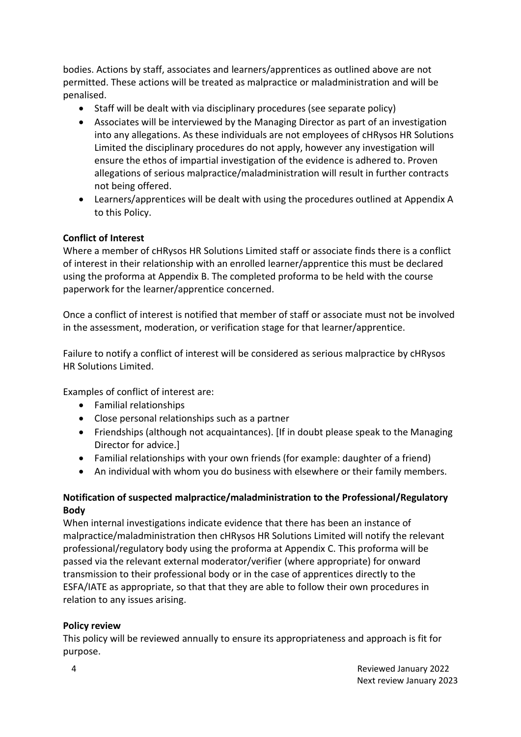bodies. Actions by staff, associates and learners/apprentices as outlined above are not permitted. These actions will be treated as malpractice or maladministration and will be penalised.

- Staff will be dealt with via disciplinary procedures (see separate policy)
- Associates will be interviewed by the Managing Director as part of an investigation into any allegations. As these individuals are not employees of cHRysos HR Solutions Limited the disciplinary procedures do not apply, however any investigation will ensure the ethos of impartial investigation of the evidence is adhered to. Proven allegations of serious malpractice/maladministration will result in further contracts not being offered.
- Learners/apprentices will be dealt with using the procedures outlined at Appendix A to this Policy.

**Conflict of Interest**

Where a member of cHRysos HR Solutions Limited staff or associate finds there is a conflict of interest in their relationship with an enrolled learner/apprentice this must be declared using the proforma at Appendix B. The completed proforma to be held with the course paperwork for the learner/apprentice concerned.

Once a conflict of interest is notified that member of staff or associate must not be involved in the assessment, moderation, or verification stage for that learner/apprentice.

Failure to notify a conflict of interest will be considered as serious malpractice by cHRysos HR Solutions Limited.

Examples of conflict of interest are:

- Familial relationships
- Close personal relationships such as a partner
- Friendships (although not acquaintances). [If in doubt please speak to the Managing Director for advice.]
- Familial relationships with your own friends (for example: daughter of a friend)
- An individual with whom you do business with elsewhere or their family members.

**Notification of suspected malpractice/maladministration to the Professional/Regulatory Body**

When internal investigations indicate evidence that there has been an instance of malpractice/maladministration then cHRysos HR Solutions Limited will notify the relevant professional/regulatory body using the proforma at Appendix C. This proforma will be passed via the relevant external moderator/verifier (where appropriate) for onward transmission to their professional body or in the case of apprentices directly to the ESFA/IATE as appropriate, so that that they are able to follow their own procedures in relation to any issues arising.

**Policy review**

This policy will be reviewed annually to ensure its appropriateness and approach is fit for purpose.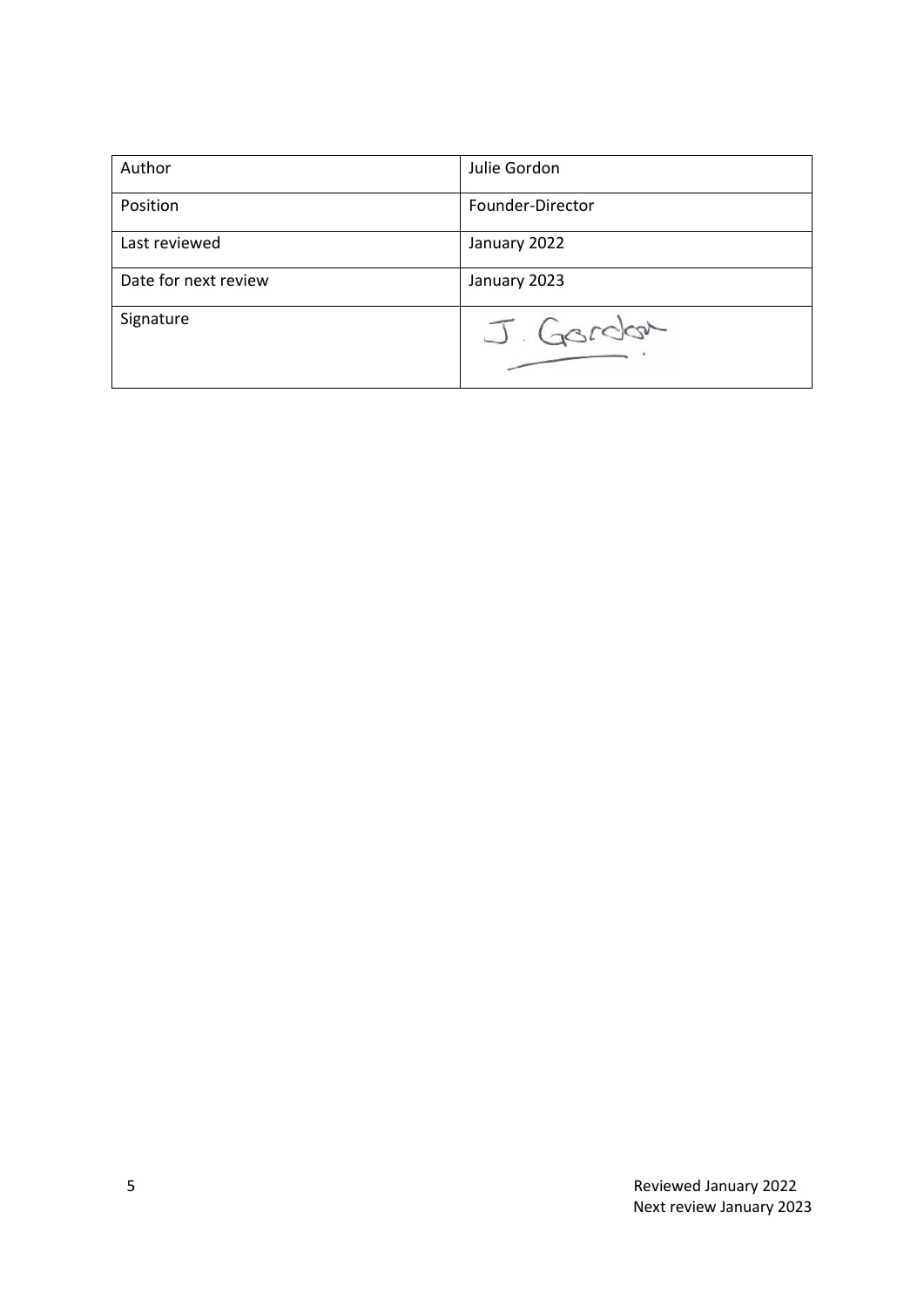| Author | Julie Gordon |
| --- | --- |
| Position | Founder-Director |
| Last reviewed | January 2022 |
| Date for next review | January 2023 |
| Signature | J. Gordon |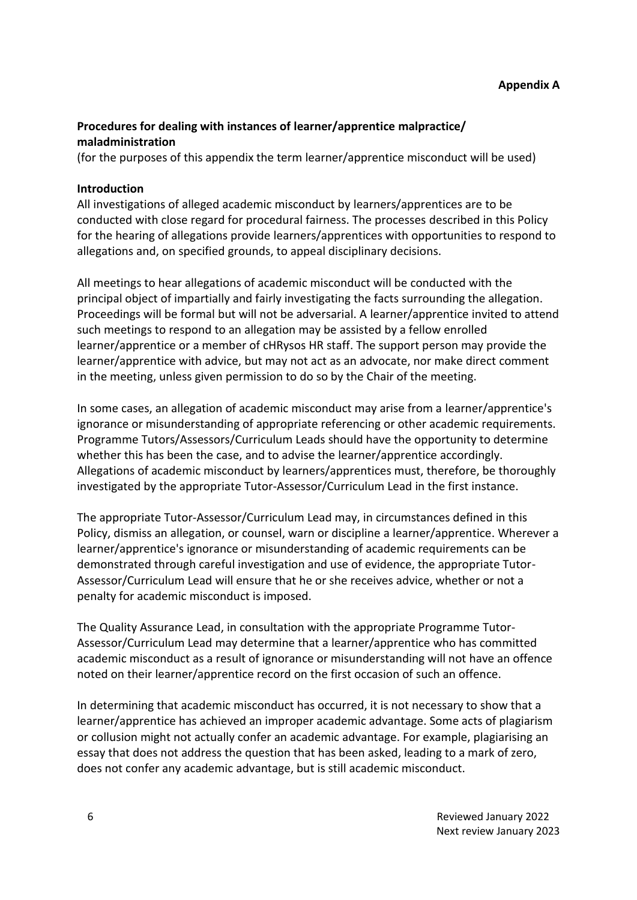**Appendix A**

**Procedures for dealing with instances of learner/apprentice malpractice/ maladministration**

(for the purposes of this appendix the term learner/apprentice misconduct will be used)

**Introduction**

All investigations of alleged academic misconduct by learners/apprentices are to be conducted with close regard for procedural fairness. The processes described in this Policy for the hearing of allegations provide learners/apprentices with opportunities to respond to allegations and, on specified grounds, to appeal disciplinary decisions.

All meetings to hear allegations of academic misconduct will be conducted with the principal object of impartially and fairly investigating the facts surrounding the allegation. Proceedings will be formal but will not be adversarial. A learner/apprentice invited to attend such meetings to respond to an allegation may be assisted by a fellow enrolled learner/apprentice or a member of cHRysos HR staff. The support person may provide the learner/apprentice with advice, but may not act as an advocate, nor make direct comment in the meeting, unless given permission to do so by the Chair of the meeting.

In some cases, an allegation of academic misconduct may arise from a learner/apprentice's ignorance or misunderstanding of appropriate referencing or other academic requirements. Programme Tutors/Assessors/Curriculum Leads should have the opportunity to determine whether this has been the case, and to advise the learner/apprentice accordingly. Allegations of academic misconduct by learners/apprentices must, therefore, be thoroughly investigated by the appropriate Tutor-Assessor/Curriculum Lead in the first instance.

The appropriate Tutor-Assessor/Curriculum Lead may, in circumstances defined in this Policy, dismiss an allegation, or counsel, warn or discipline a learner/apprentice. Wherever a learner/apprentice's ignorance or misunderstanding of academic requirements can be demonstrated through careful investigation and use of evidence, the appropriate Tutor-Assessor/Curriculum Lead will ensure that he or she receives advice, whether or not a penalty for academic misconduct is imposed.

The Quality Assurance Lead, in consultation with the appropriate Programme Tutor-Assessor/Curriculum Lead may determine that a learner/apprentice who has committed academic misconduct as a result of ignorance or misunderstanding will not have an offence noted on their learner/apprentice record on the first occasion of such an offence.

In determining that academic misconduct has occurred, it is not necessary to show that a learner/apprentice has achieved an improper academic advantage. Some acts of plagiarism or collusion might not actually confer an academic advantage. For example, plagiarising an essay that does not address the question that has been asked, leading to a mark of zero, does not confer any academic advantage, but is still academic misconduct.

Reviewed January 2022
Next review January 2023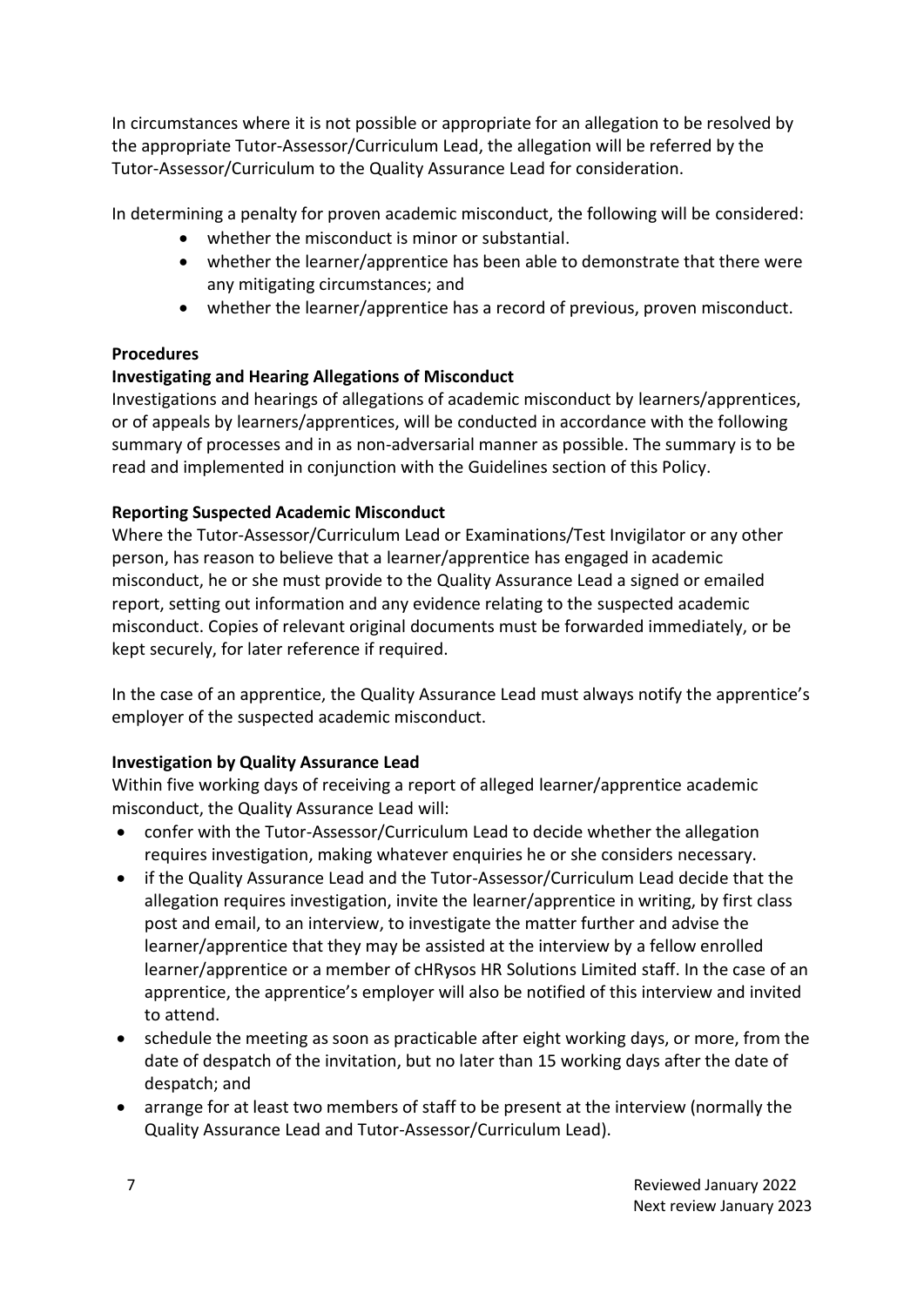In circumstances where it is not possible or appropriate for an allegation to be resolved by the appropriate Tutor-Assessor/Curriculum Lead, the allegation will be referred by the Tutor-Assessor/Curriculum to the Quality Assurance Lead for consideration.

In determining a penalty for proven academic misconduct, the following will be considered:

- whether the misconduct is minor or substantial.
- whether the learner/apprentice has been able to demonstrate that there were any mitigating circumstances; and
- whether the learner/apprentice has a record of previous, proven misconduct.

**Procedures**

**Investigating and Hearing Allegations of Misconduct**

Investigations and hearings of allegations of academic misconduct by learners/apprentices, or of appeals by learners/apprentices, will be conducted in accordance with the following summary of processes and in as non-adversarial manner as possible. The summary is to be read and implemented in conjunction with the Guidelines section of this Policy.

**Reporting Suspected Academic Misconduct**

Where the Tutor-Assessor/Curriculum Lead or Examinations/Test Invigilator or any other person, has reason to believe that a learner/apprentice has engaged in academic misconduct, he or she must provide to the Quality Assurance Lead a signed or emailed report, setting out information and any evidence relating to the suspected academic misconduct. Copies of relevant original documents must be forwarded immediately, or be kept securely, for later reference if required.

In the case of an apprentice, the Quality Assurance Lead must always notify the apprentice's employer of the suspected academic misconduct.

**Investigation by Quality Assurance Lead**

Within five working days of receiving a report of alleged learner/apprentice academic misconduct, the Quality Assurance Lead will:

- confer with the Tutor-Assessor/Curriculum Lead to decide whether the allegation requires investigation, making whatever enquiries he or she considers necessary.
- if the Quality Assurance Lead and the Tutor-Assessor/Curriculum Lead decide that the allegation requires investigation, invite the learner/apprentice in writing, by first class post and email, to an interview, to investigate the matter further and advise the learner/apprentice that they may be assisted at the interview by a fellow enrolled learner/apprentice or a member of cHRysos HR Solutions Limited staff. In the case of an apprentice, the apprentice's employer will also be notified of this interview and invited to attend.
- schedule the meeting as soon as practicable after eight working days, or more, from the date of despatch of the invitation, but no later than 15 working days after the date of despatch; and
- arrange for at least two members of staff to be present at the interview (normally the Quality Assurance Lead and Tutor-Assessor/Curriculum Lead).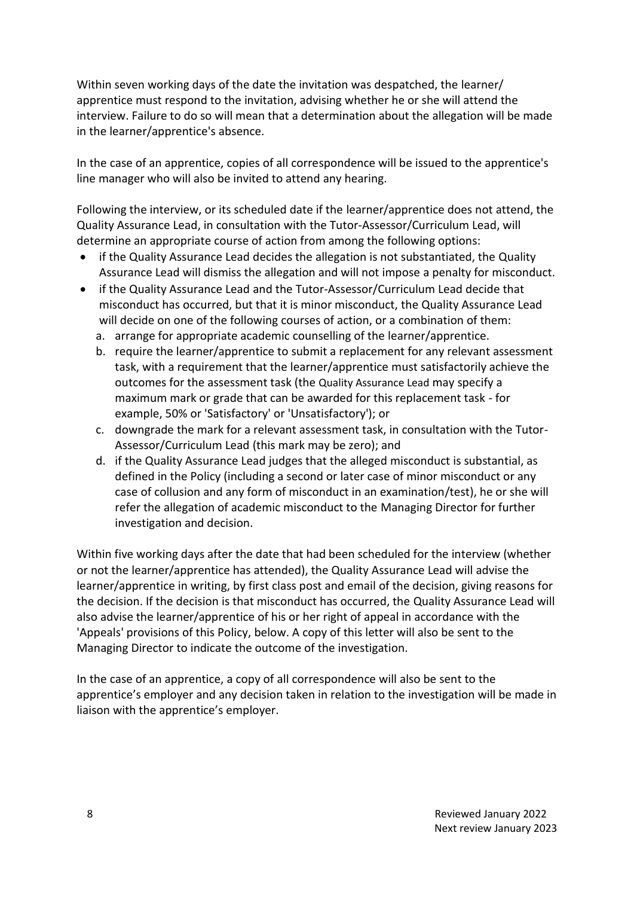Within seven working days of the date the invitation was despatched, the learner/ apprentice must respond to the invitation, advising whether he or she will attend the interview. Failure to do so will mean that a determination about the allegation will be made in the learner/apprentice's absence.

In the case of an apprentice, copies of all correspondence will be issued to the apprentice's line manager who will also be invited to attend any hearing.

Following the interview, or its scheduled date if the learner/apprentice does not attend, the Quality Assurance Lead, in consultation with the Tutor-Assessor/Curriculum Lead, will determine an appropriate course of action from among the following options:

- if the Quality Assurance Lead decides the allegation is not substantiated, the Quality Assurance Lead will dismiss the allegation and will not impose a penalty for misconduct.
- if the Quality Assurance Lead and the Tutor-Assessor/Curriculum Lead decide that misconduct has occurred, but that it is minor misconduct, the Quality Assurance Lead will decide on one of the following courses of action, or a combination of them:
  a. arrange for appropriate academic counselling of the learner/apprentice.
  b. require the learner/apprentice to submit a replacement for any relevant assessment task, with a requirement that the learner/apprentice must satisfactorily achieve the outcomes for the assessment task (the Quality Assurance Lead may specify a maximum mark or grade that can be awarded for this replacement task - for example, 50% or 'Satisfactory' or 'Unsatisfactory'); or
  c. downgrade the mark for a relevant assessment task, in consultation with the Tutor-Assessor/Curriculum Lead (this mark may be zero); and
  d. if the Quality Assurance Lead judges that the alleged misconduct is substantial, as defined in the Policy (including a second or later case of minor misconduct or any case of collusion and any form of misconduct in an examination/test), he or she will refer the allegation of academic misconduct to the Managing Director for further investigation and decision.

Within five working days after the date that had been scheduled for the interview (whether or not the learner/apprentice has attended), the Quality Assurance Lead will advise the learner/apprentice in writing, by first class post and email of the decision, giving reasons for the decision. If the decision is that misconduct has occurred, the Quality Assurance Lead will also advise the learner/apprentice of his or her right of appeal in accordance with the 'Appeals' provisions of this Policy, below. A copy of this letter will also be sent to the Managing Director to indicate the outcome of the investigation.

In the case of an apprentice, a copy of all correspondence will also be sent to the apprentice's employer and any decision taken in relation to the investigation will be made in liaison with the apprentice's employer.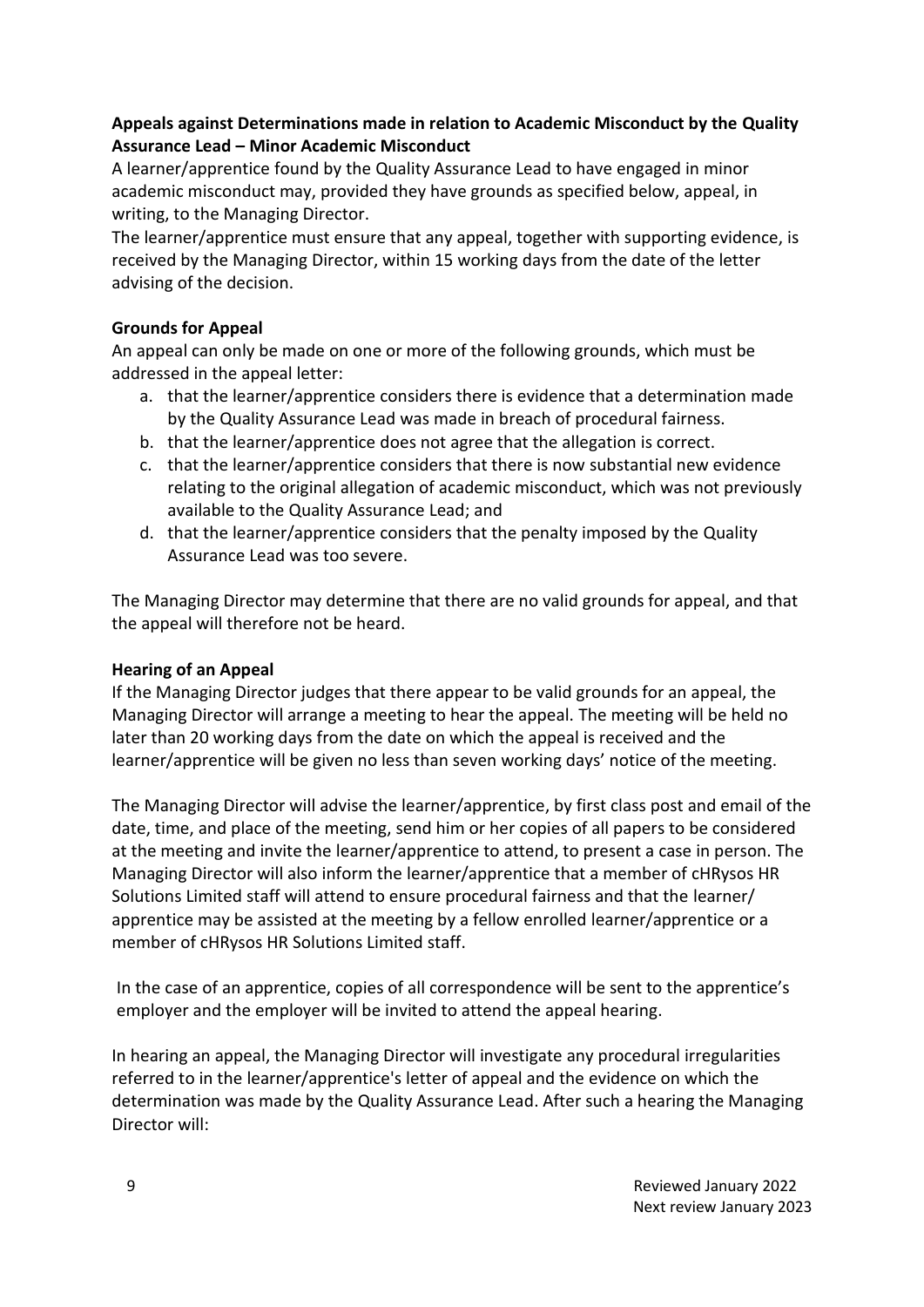**Appeals against Determinations made in relation to Academic Misconduct by the Quality Assurance Lead – Minor Academic Misconduct**

A learner/apprentice found by the Quality Assurance Lead to have engaged in minor academic misconduct may, provided they have grounds as specified below, appeal, in writing, to the Managing Director.

The learner/apprentice must ensure that any appeal, together with supporting evidence, is received by the Managing Director, within 15 working days from the date of the letter advising of the decision.

**Grounds for Appeal**

An appeal can only be made on one or more of the following grounds, which must be addressed in the appeal letter:

a. that the learner/apprentice considers there is evidence that a determination made by the Quality Assurance Lead was made in breach of procedural fairness.
b. that the learner/apprentice does not agree that the allegation is correct.
c. that the learner/apprentice considers that there is now substantial new evidence relating to the original allegation of academic misconduct, which was not previously available to the Quality Assurance Lead; and
d. that the learner/apprentice considers that the penalty imposed by the Quality Assurance Lead was too severe.

The Managing Director may determine that there are no valid grounds for appeal, and that the appeal will therefore not be heard.

**Hearing of an Appeal**

If the Managing Director judges that there appear to be valid grounds for an appeal, the Managing Director will arrange a meeting to hear the appeal. The meeting will be held no later than 20 working days from the date on which the appeal is received and the learner/apprentice will be given no less than seven working days' notice of the meeting.

The Managing Director will advise the learner/apprentice, by first class post and email of the date, time, and place of the meeting, send him or her copies of all papers to be considered at the meeting and invite the learner/apprentice to attend, to present a case in person. The Managing Director will also inform the learner/apprentice that a member of cHRysos HR Solutions Limited staff will attend to ensure procedural fairness and that the learner/ apprentice may be assisted at the meeting by a fellow enrolled learner/apprentice or a member of cHRysos HR Solutions Limited staff.

In the case of an apprentice, copies of all correspondence will be sent to the apprentice's employer and the employer will be invited to attend the appeal hearing.

In hearing an appeal, the Managing Director will investigate any procedural irregularities referred to in the learner/apprentice's letter of appeal and the evidence on which the determination was made by the Quality Assurance Lead. After such a hearing the Managing Director will: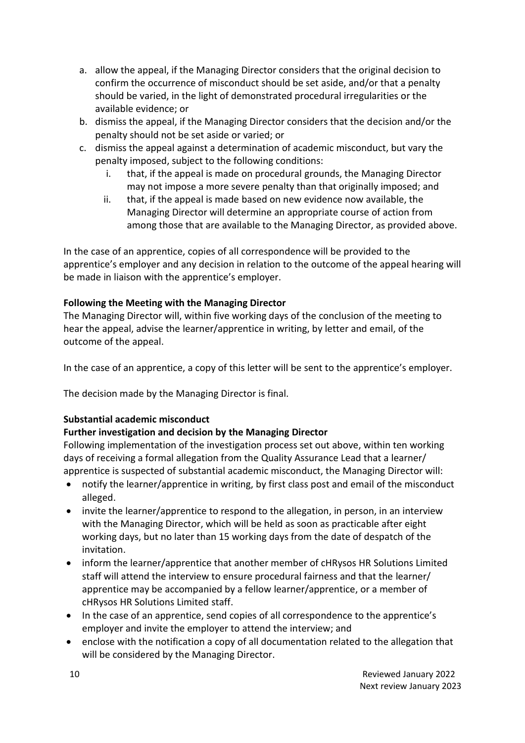a. allow the appeal, if the Managing Director considers that the original decision to confirm the occurrence of misconduct should be set aside, and/or that a penalty should be varied, in the light of demonstrated procedural irregularities or the available evidence; or
b. dismiss the appeal, if the Managing Director considers that the decision and/or the penalty should not be set aside or varied; or
c. dismiss the appeal against a determination of academic misconduct, but vary the penalty imposed, subject to the following conditions:
   i. that, if the appeal is made on procedural grounds, the Managing Director may not impose a more severe penalty than that originally imposed; and
   ii. that, if the appeal is made based on new evidence now available, the Managing Director will determine an appropriate course of action from among those that are available to the Managing Director, as provided above.

In the case of an apprentice, copies of all correspondence will be provided to the apprentice's employer and any decision in relation to the outcome of the appeal hearing will be made in liaison with the apprentice's employer.

**Following the Meeting with the Managing Director**

The Managing Director will, within five working days of the conclusion of the meeting to hear the appeal, advise the learner/apprentice in writing, by letter and email, of the outcome of the appeal.

In the case of an apprentice, a copy of this letter will be sent to the apprentice's employer.

The decision made by the Managing Director is final.

**Substantial academic misconduct**

**Further investigation and decision by the Managing Director**

Following implementation of the investigation process set out above, within ten working days of receiving a formal allegation from the Quality Assurance Lead that a learner/ apprentice is suspected of substantial academic misconduct, the Managing Director will:

- notify the learner/apprentice in writing, by first class post and email of the misconduct alleged.
- invite the learner/apprentice to respond to the allegation, in person, in an interview with the Managing Director, which will be held as soon as practicable after eight working days, but no later than 15 working days from the date of despatch of the invitation.
- inform the learner/apprentice that another member of cHRysos HR Solutions Limited staff will attend the interview to ensure procedural fairness and that the learner/ apprentice may be accompanied by a fellow learner/apprentice, or a member of cHRysos HR Solutions Limited staff.
- In the case of an apprentice, send copies of all correspondence to the apprentice's employer and invite the employer to attend the interview; and
- enclose with the notification a copy of all documentation related to the allegation that will be considered by the Managing Director.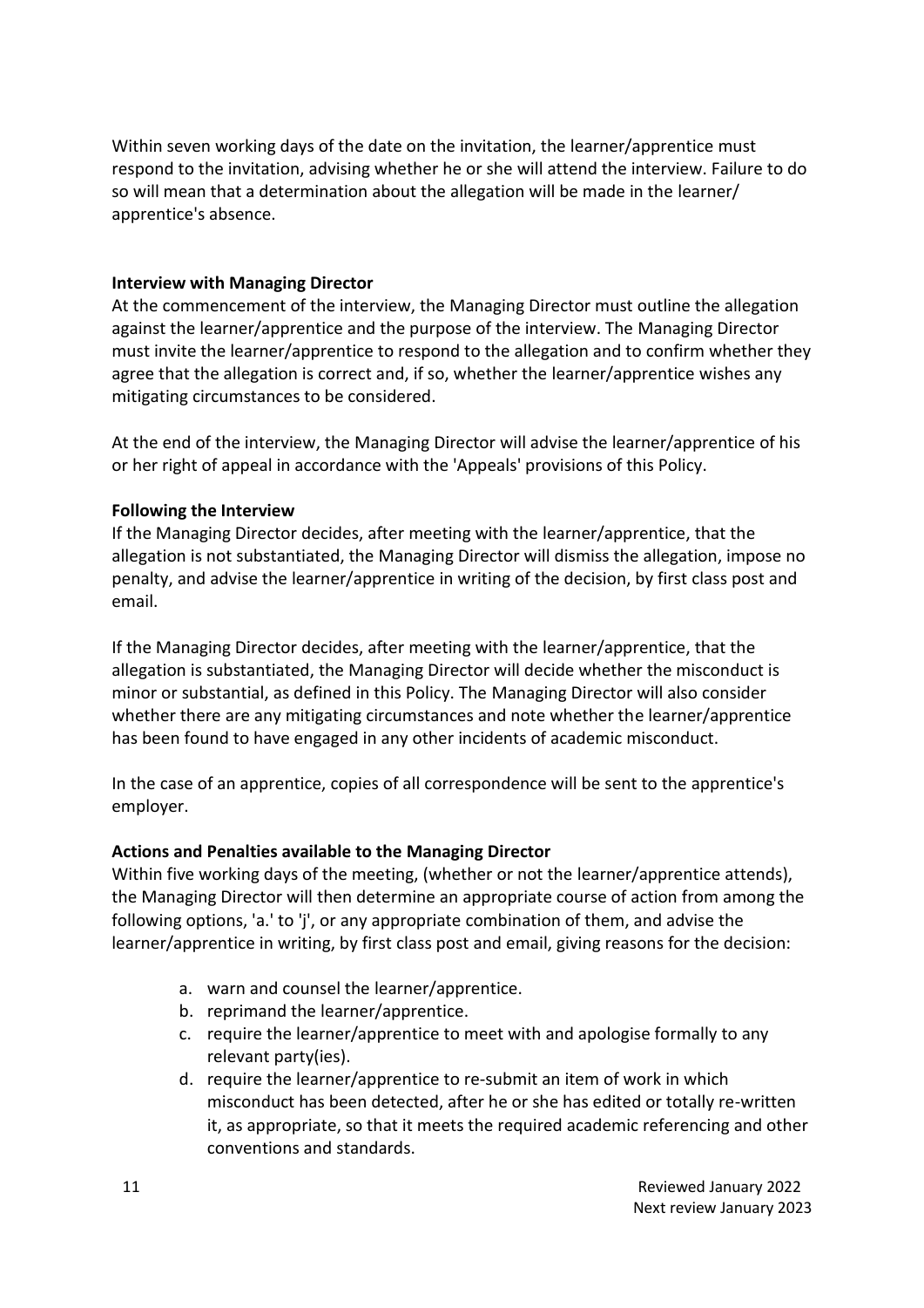Within seven working days of the date on the invitation, the learner/apprentice must respond to the invitation, advising whether he or she will attend the interview. Failure to do so will mean that a determination about the allegation will be made in the learner/ apprentice's absence.

**Interview with Managing Director**

At the commencement of the interview, the Managing Director must outline the allegation against the learner/apprentice and the purpose of the interview. The Managing Director must invite the learner/apprentice to respond to the allegation and to confirm whether they agree that the allegation is correct and, if so, whether the learner/apprentice wishes any mitigating circumstances to be considered.

At the end of the interview, the Managing Director will advise the learner/apprentice of his or her right of appeal in accordance with the 'Appeals' provisions of this Policy.

**Following the Interview**

If the Managing Director decides, after meeting with the learner/apprentice, that the allegation is not substantiated, the Managing Director will dismiss the allegation, impose no penalty, and advise the learner/apprentice in writing of the decision, by first class post and email.

If the Managing Director decides, after meeting with the learner/apprentice, that the allegation is substantiated, the Managing Director will decide whether the misconduct is minor or substantial, as defined in this Policy. The Managing Director will also consider whether there are any mitigating circumstances and note whether the learner/apprentice has been found to have engaged in any other incidents of academic misconduct.

In the case of an apprentice, copies of all correspondence will be sent to the apprentice's employer.

**Actions and Penalties available to the Managing Director**

Within five working days of the meeting, (whether or not the learner/apprentice attends), the Managing Director will then determine an appropriate course of action from among the following options, 'a.' to 'j', or any appropriate combination of them, and advise the learner/apprentice in writing, by first class post and email, giving reasons for the decision:

a. warn and counsel the learner/apprentice.
b. reprimand the learner/apprentice.
c. require the learner/apprentice to meet with and apologise formally to any relevant party(ies).
d. require the learner/apprentice to re-submit an item of work in which misconduct has been detected, after he or she has edited or totally re-written it, as appropriate, so that it meets the required academic referencing and other conventions and standards.

Reviewed January 2022
Next review January 2023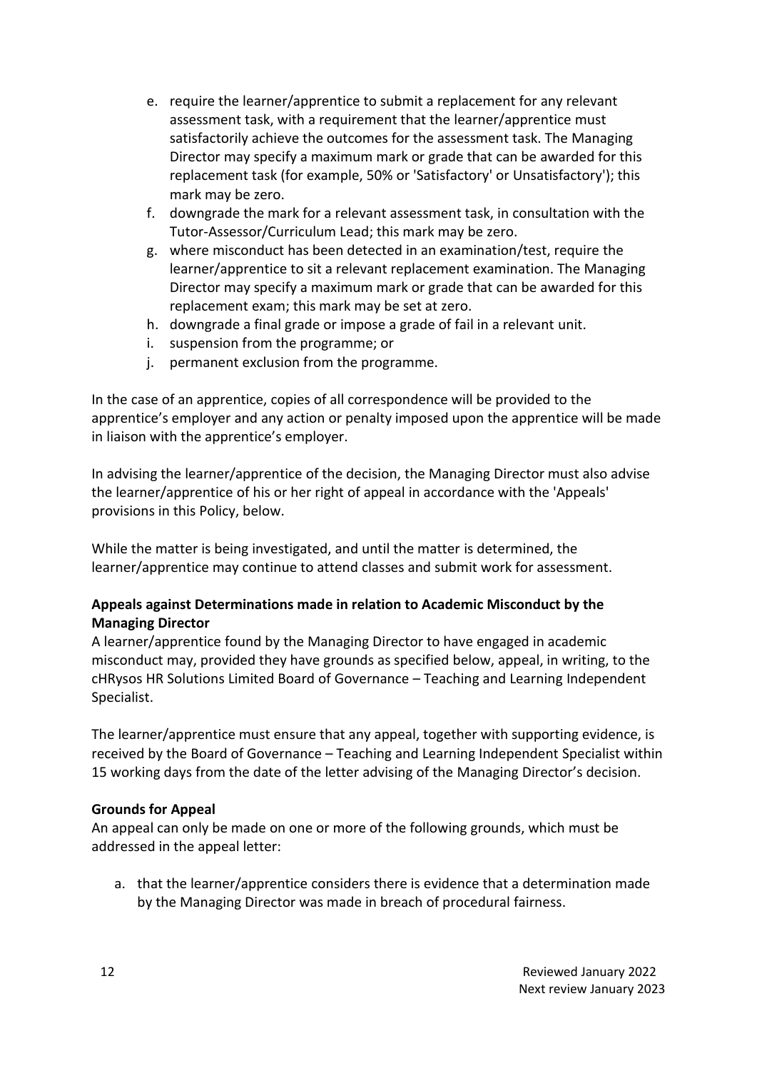e. require the learner/apprentice to submit a replacement for any relevant assessment task, with a requirement that the learner/apprentice must satisfactorily achieve the outcomes for the assessment task. The Managing Director may specify a maximum mark or grade that can be awarded for this replacement task (for example, 50% or 'Satisfactory' or Unsatisfactory'); this mark may be zero.
f. downgrade the mark for a relevant assessment task, in consultation with the Tutor-Assessor/Curriculum Lead; this mark may be zero.
g. where misconduct has been detected in an examination/test, require the learner/apprentice to sit a relevant replacement examination. The Managing Director may specify a maximum mark or grade that can be awarded for this replacement exam; this mark may be set at zero.
h. downgrade a final grade or impose a grade of fail in a relevant unit.
i. suspension from the programme; or
j. permanent exclusion from the programme.

In the case of an apprentice, copies of all correspondence will be provided to the apprentice's employer and any action or penalty imposed upon the apprentice will be made in liaison with the apprentice's employer.

In advising the learner/apprentice of the decision, the Managing Director must also advise the learner/apprentice of his or her right of appeal in accordance with the 'Appeals' provisions in this Policy, below.

While the matter is being investigated, and until the matter is determined, the learner/apprentice may continue to attend classes and submit work for assessment.

**Appeals against Determinations made in relation to Academic Misconduct by the Managing Director**

A learner/apprentice found by the Managing Director to have engaged in academic misconduct may, provided they have grounds as specified below, appeal, in writing, to the cHRysos HR Solutions Limited Board of Governance – Teaching and Learning Independent Specialist.

The learner/apprentice must ensure that any appeal, together with supporting evidence, is received by the Board of Governance – Teaching and Learning Independent Specialist within 15 working days from the date of the letter advising of the Managing Director's decision.

**Grounds for Appeal**

An appeal can only be made on one or more of the following grounds, which must be addressed in the appeal letter:

a. that the learner/apprentice considers there is evidence that a determination made by the Managing Director was made in breach of procedural fairness.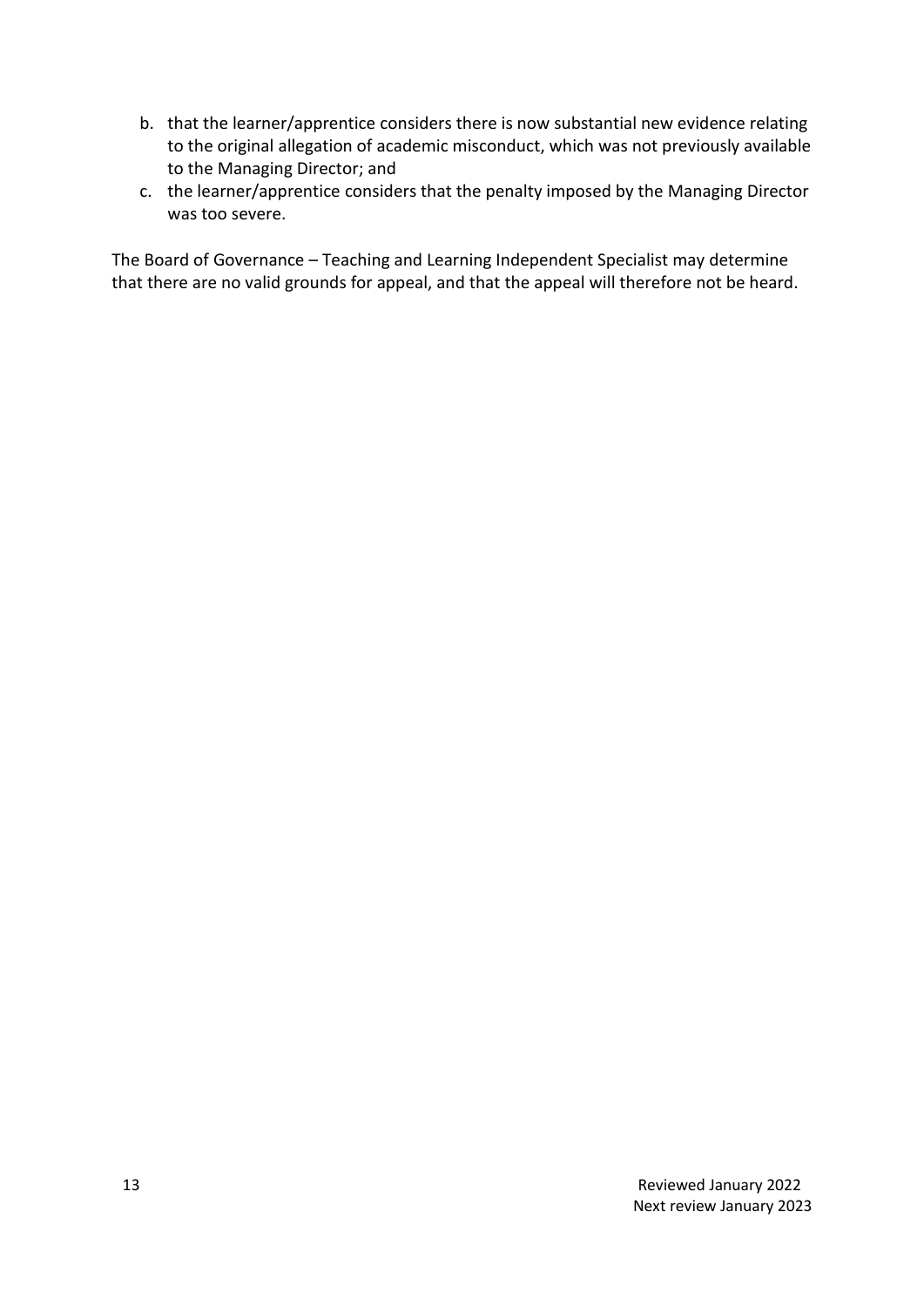b. that the learner/apprentice considers there is now substantial new evidence relating to the original allegation of academic misconduct, which was not previously available to the Managing Director; and
c. the learner/apprentice considers that the penalty imposed by the Managing Director was too severe.

The Board of Governance – Teaching and Learning Independent Specialist may determine that there are no valid grounds for appeal, and that the appeal will therefore not be heard.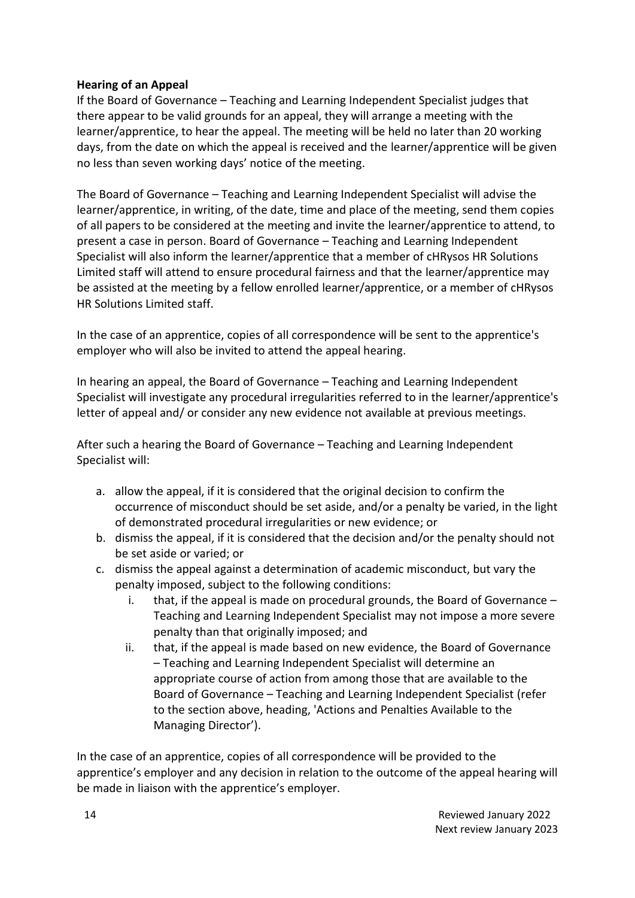**Hearing of an Appeal**

If the Board of Governance – Teaching and Learning Independent Specialist judges that there appear to be valid grounds for an appeal, they will arrange a meeting with the learner/apprentice, to hear the appeal. The meeting will be held no later than 20 working days, from the date on which the appeal is received and the learner/apprentice will be given no less than seven working days' notice of the meeting.

The Board of Governance – Teaching and Learning Independent Specialist will advise the learner/apprentice, in writing, of the date, time and place of the meeting, send them copies of all papers to be considered at the meeting and invite the learner/apprentice to attend, to present a case in person. Board of Governance – Teaching and Learning Independent Specialist will also inform the learner/apprentice that a member of cHRysos HR Solutions Limited staff will attend to ensure procedural fairness and that the learner/apprentice may be assisted at the meeting by a fellow enrolled learner/apprentice, or a member of cHRysos HR Solutions Limited staff.

In the case of an apprentice, copies of all correspondence will be sent to the apprentice's employer who will also be invited to attend the appeal hearing.

In hearing an appeal, the Board of Governance – Teaching and Learning Independent Specialist will investigate any procedural irregularities referred to in the learner/apprentice's letter of appeal and/ or consider any new evidence not available at previous meetings.

After such a hearing the Board of Governance – Teaching and Learning Independent Specialist will:

a. allow the appeal, if it is considered that the original decision to confirm the occurrence of misconduct should be set aside, and/or a penalty be varied, in the light of demonstrated procedural irregularities or new evidence; or
b. dismiss the appeal, if it is considered that the decision and/or the penalty should not be set aside or varied; or
c. dismiss the appeal against a determination of academic misconduct, but vary the penalty imposed, subject to the following conditions:
    i. that, if the appeal is made on procedural grounds, the Board of Governance – Teaching and Learning Independent Specialist may not impose a more severe penalty than that originally imposed; and
    ii. that, if the appeal is made based on new evidence, the Board of Governance – Teaching and Learning Independent Specialist will determine an appropriate course of action from among those that are available to the Board of Governance – Teaching and Learning Independent Specialist (refer to the section above, heading, 'Actions and Penalties Available to the Managing Director').

In the case of an apprentice, copies of all correspondence will be provided to the apprentice's employer and any decision in relation to the outcome of the appeal hearing will be made in liaison with the apprentice's employer.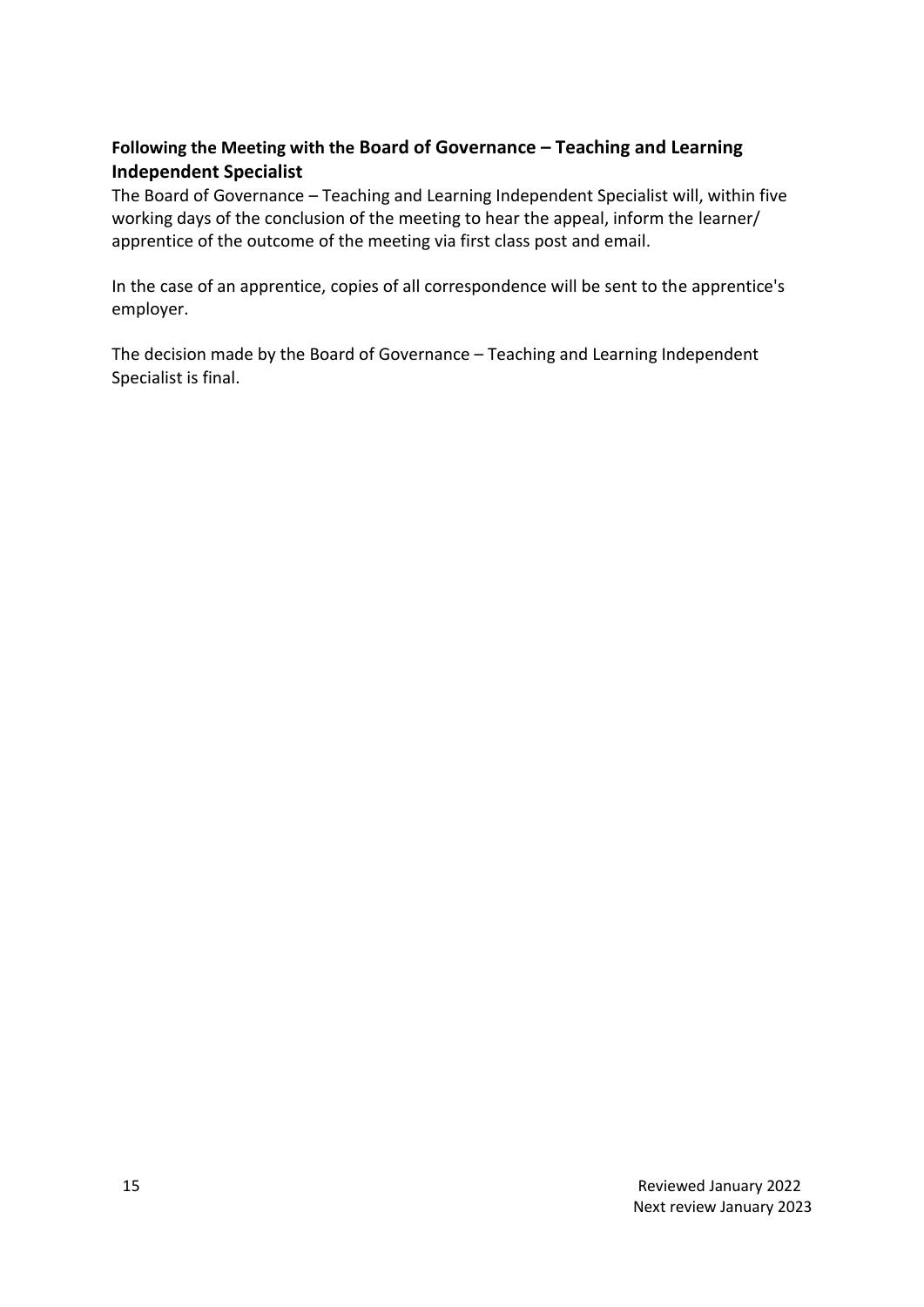### Following the Meeting with the Board of Governance – Teaching and Learning Independent Specialist

The Board of Governance – Teaching and Learning Independent Specialist will, within five working days of the conclusion of the meeting to hear the appeal, inform the learner/ apprentice of the outcome of the meeting via first class post and email.

In the case of an apprentice, copies of all correspondence will be sent to the apprentice's employer.

The decision made by the Board of Governance – Teaching and Learning Independent Specialist is final.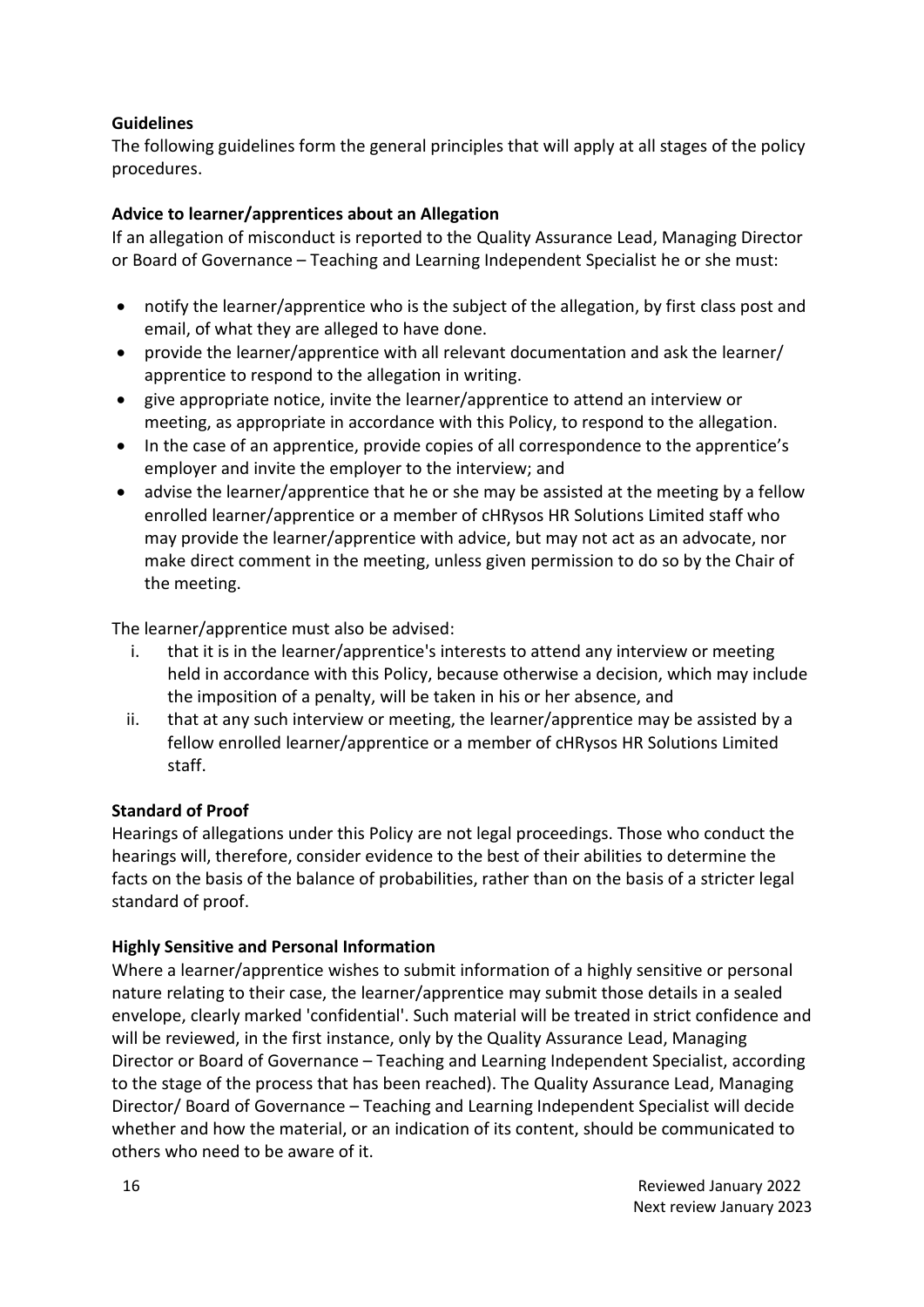**Guidelines**

The following guidelines form the general principles that will apply at all stages of the policy procedures.

**Advice to learner/apprentices about an Allegation**

If an allegation of misconduct is reported to the Quality Assurance Lead, Managing Director or Board of Governance – Teaching and Learning Independent Specialist he or she must:

- notify the learner/apprentice who is the subject of the allegation, by first class post and email, of what they are alleged to have done.
- provide the learner/apprentice with all relevant documentation and ask the learner/ apprentice to respond to the allegation in writing.
- give appropriate notice, invite the learner/apprentice to attend an interview or meeting, as appropriate in accordance with this Policy, to respond to the allegation.
- In the case of an apprentice, provide copies of all correspondence to the apprentice's employer and invite the employer to the interview; and
- advise the learner/apprentice that he or she may be assisted at the meeting by a fellow enrolled learner/apprentice or a member of cHRysos HR Solutions Limited staff who may provide the learner/apprentice with advice, but may not act as an advocate, nor make direct comment in the meeting, unless given permission to do so by the Chair of the meeting.

The learner/apprentice must also be advised:

i. that it is in the learner/apprentice's interests to attend any interview or meeting held in accordance with this Policy, because otherwise a decision, which may include the imposition of a penalty, will be taken in his or her absence, and
ii. that at any such interview or meeting, the learner/apprentice may be assisted by a fellow enrolled learner/apprentice or a member of cHRysos HR Solutions Limited staff.

**Standard of Proof**

Hearings of allegations under this Policy are not legal proceedings. Those who conduct the hearings will, therefore, consider evidence to the best of their abilities to determine the facts on the basis of the balance of probabilities, rather than on the basis of a stricter legal standard of proof.

**Highly Sensitive and Personal Information**

Where a learner/apprentice wishes to submit information of a highly sensitive or personal nature relating to their case, the learner/apprentice may submit those details in a sealed envelope, clearly marked 'confidential'. Such material will be treated in strict confidence and will be reviewed, in the first instance, only by the Quality Assurance Lead, Managing Director or Board of Governance – Teaching and Learning Independent Specialist, according to the stage of the process that has been reached). The Quality Assurance Lead, Managing Director/ Board of Governance – Teaching and Learning Independent Specialist will decide whether and how the material, or an indication of its content, should be communicated to others who need to be aware of it.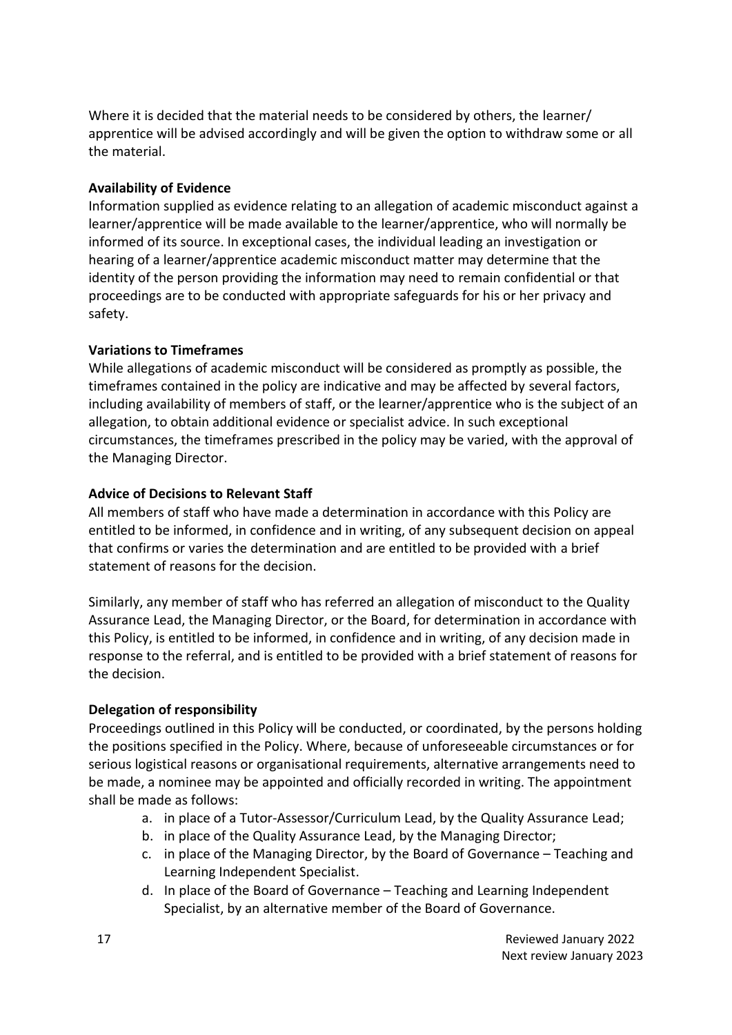Where it is decided that the material needs to be considered by others, the learner/ apprentice will be advised accordingly and will be given the option to withdraw some or all the material.

**Availability of Evidence**

Information supplied as evidence relating to an allegation of academic misconduct against a learner/apprentice will be made available to the learner/apprentice, who will normally be informed of its source. In exceptional cases, the individual leading an investigation or hearing of a learner/apprentice academic misconduct matter may determine that the identity of the person providing the information may need to remain confidential or that proceedings are to be conducted with appropriate safeguards for his or her privacy and safety.

**Variations to Timeframes**

While allegations of academic misconduct will be considered as promptly as possible, the timeframes contained in the policy are indicative and may be affected by several factors, including availability of members of staff, or the learner/apprentice who is the subject of an allegation, to obtain additional evidence or specialist advice. In such exceptional circumstances, the timeframes prescribed in the policy may be varied, with the approval of the Managing Director.

**Advice of Decisions to Relevant Staff**

All members of staff who have made a determination in accordance with this Policy are entitled to be informed, in confidence and in writing, of any subsequent decision on appeal that confirms or varies the determination and are entitled to be provided with a brief statement of reasons for the decision.

Similarly, any member of staff who has referred an allegation of misconduct to the Quality Assurance Lead, the Managing Director, or the Board, for determination in accordance with this Policy, is entitled to be informed, in confidence and in writing, of any decision made in response to the referral, and is entitled to be provided with a brief statement of reasons for the decision.

**Delegation of responsibility**

Proceedings outlined in this Policy will be conducted, or coordinated, by the persons holding the positions specified in the Policy. Where, because of unforeseeable circumstances or for serious logistical reasons or organisational requirements, alternative arrangements need to be made, a nominee may be appointed and officially recorded in writing. The appointment shall be made as follows:

a. in place of a Tutor-Assessor/Curriculum Lead, by the Quality Assurance Lead;
b. in place of the Quality Assurance Lead, by the Managing Director;
c. in place of the Managing Director, by the Board of Governance – Teaching and Learning Independent Specialist.
d. In place of the Board of Governance – Teaching and Learning Independent Specialist, by an alternative member of the Board of Governance.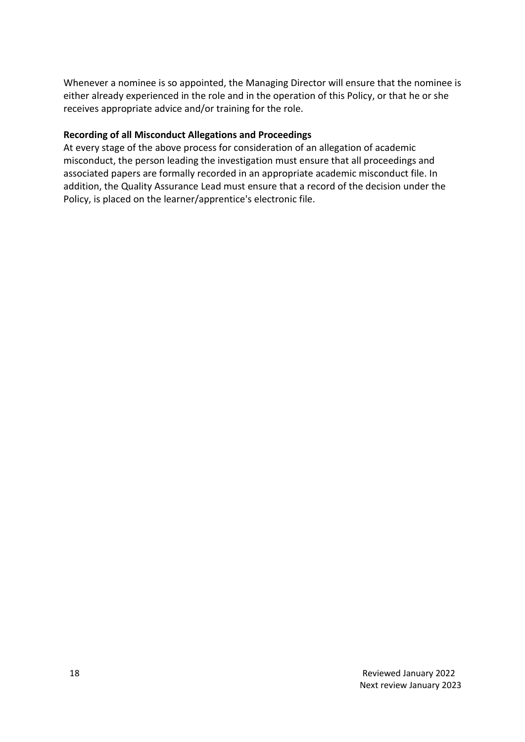Whenever a nominee is so appointed, the Managing Director will ensure that the nominee is either already experienced in the role and in the operation of this Policy, or that he or she receives appropriate advice and/or training for the role.

**Recording of all Misconduct Allegations and Proceedings**

At every stage of the above process for consideration of an allegation of academic misconduct, the person leading the investigation must ensure that all proceedings and associated papers are formally recorded in an appropriate academic misconduct file. In addition, the Quality Assurance Lead must ensure that a record of the decision under the Policy, is placed on the learner/apprentice's electronic file.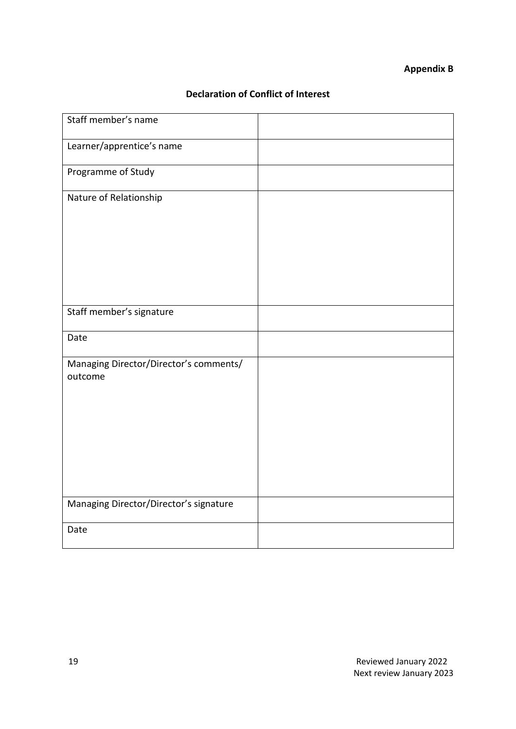**Appendix B**

## Declaration of Conflict of Interest

| Staff member's name | |
|---|---|
| Learner/apprentice's name | |
| Programme of Study | |
| Nature of Relationship | |
| Staff member's signature | |
| Date | |
| Managing Director/Director's comments/ outcome | |
| Managing Director/Director's signature | |
| Date | |

Reviewed January 2022
Next review January 2023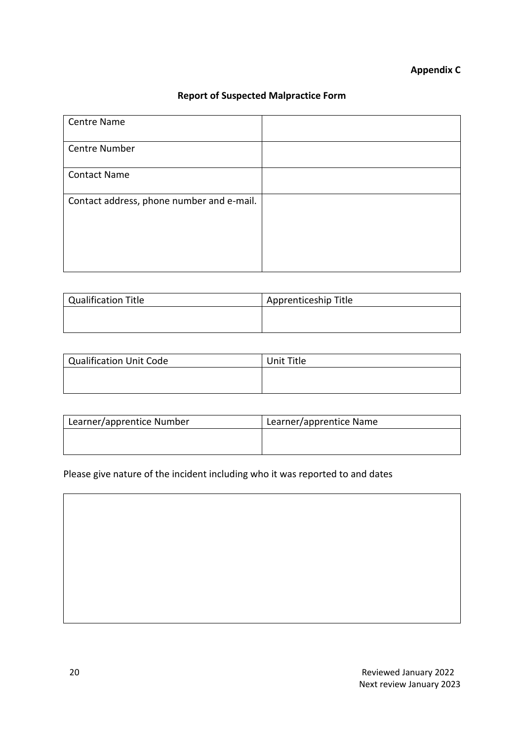**Appendix C**

## Report of Suspected Malpractice Form

| Centre Name | |
|---|---|
| Centre Number | |
| Contact Name | |
| Contact address, phone number and e-mail. | |

| Qualification Title | Apprenticeship Title |
|---|---|
| | |

| Qualification Unit Code | Unit Title |
|---|---|
| | |

| Learner/apprentice Number | Learner/apprentice Name |
|---|---|
| | |

Please give nature of the incident including who it was reported to and dates

| |
|---|
| |

Reviewed January 2022
Next review January 2023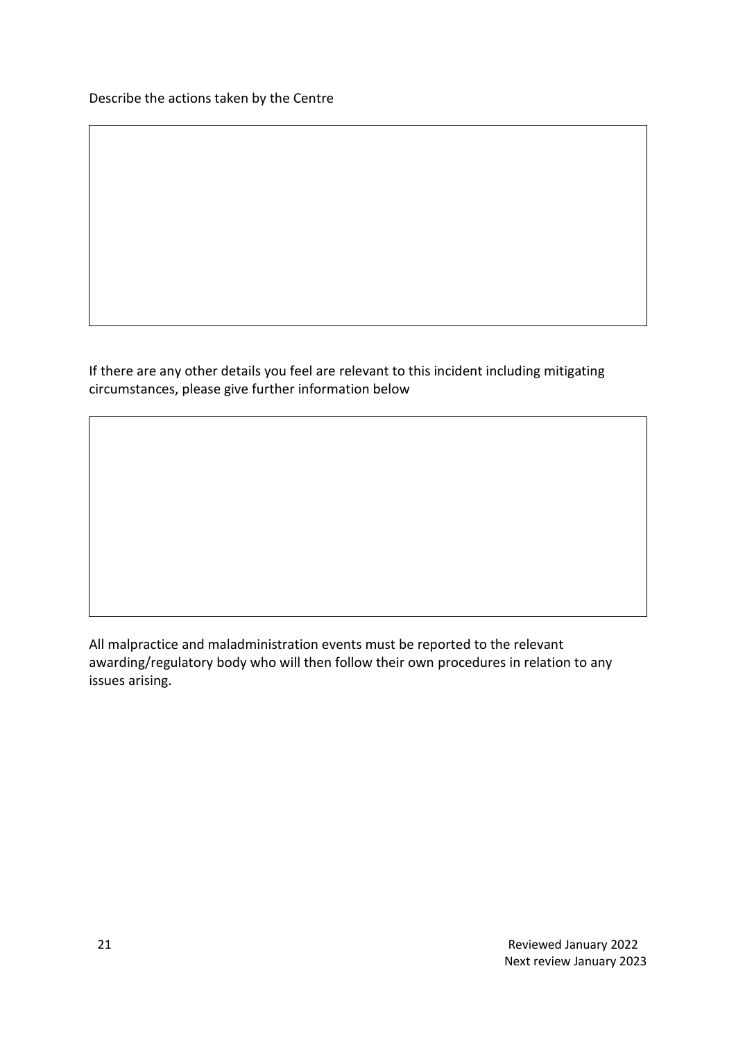Describe the actions taken by the Centre

| |
|---|
| |

If there are any other details you feel are relevant to this incident including mitigating circumstances, please give further information below

| |
|---|
| |

All malpractice and maladministration events must be reported to the relevant awarding/regulatory body who will then follow their own procedures in relation to any issues arising.